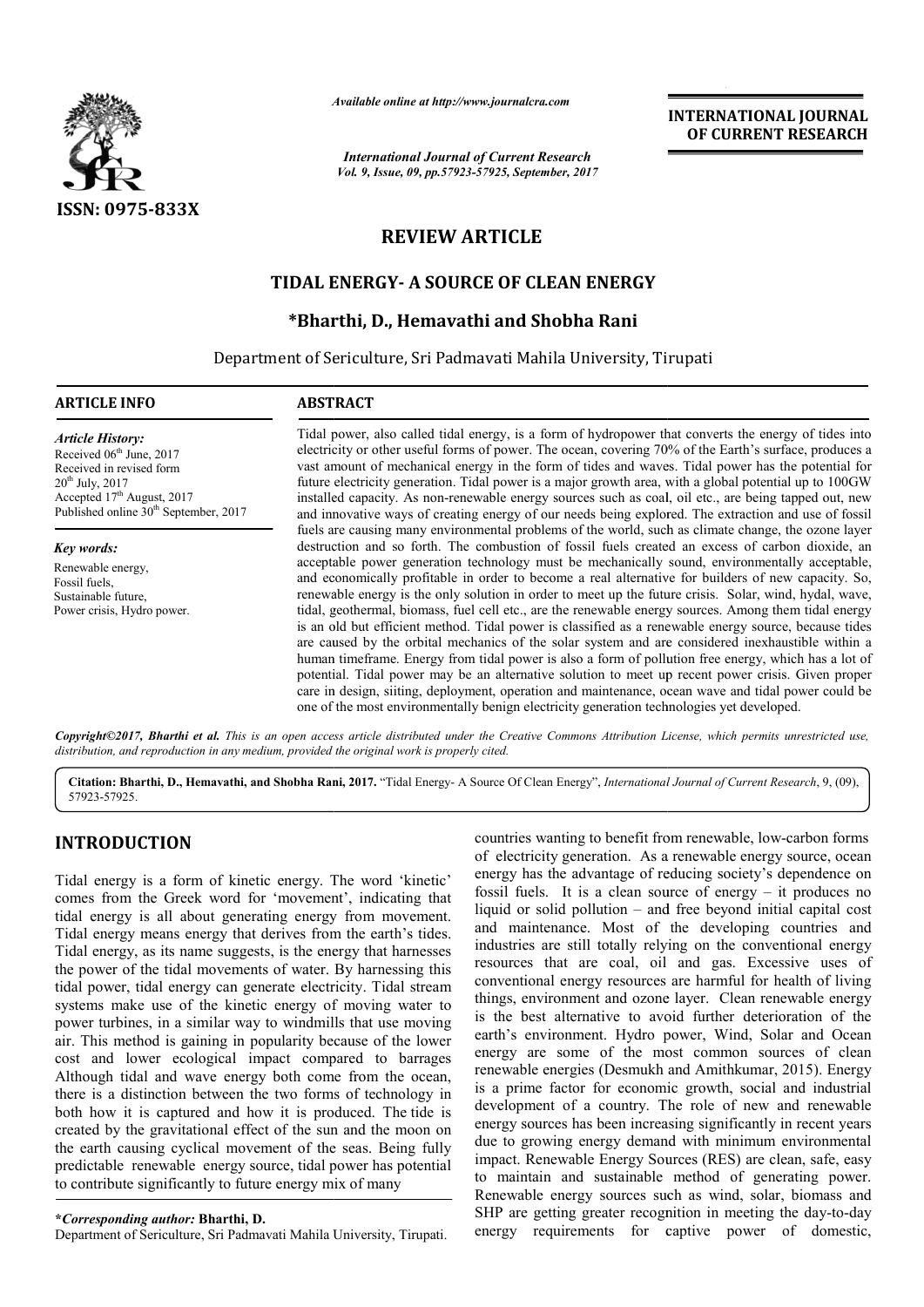ISSN: 0975-833X

*Available online at http://www.journalcra.com*

*International Journal of Current Research*
*Vol. 9, Issue, 09, pp.57923-57925, September, 2017*

**INTERNATIONAL JOURNAL OF CURRENT RESEARCH**

# REVIEW ARTICLE

## TIDAL ENERGY- A SOURCE OF CLEAN ENERGY

**\*Bharthi, D., Hemavathi and Shobha Rani**

Department of Sericulture, Sri Padmavati Mahila University, Tirupati

**ARTICLE INFO**

*Article History:*
Received 06th June, 2017
Received in revised form 20th July, 2017
Accepted 17th August, 2017
Published online 30th September, 2017

*Key words:*
Renewable energy, Fossil fuels, Sustainable future, Power crisis, Hydro power.

**ABSTRACT**

Tidal power, also called tidal energy, is a form of hydropower that converts the energy of tides into electricity or other useful forms of power. The ocean, covering 70% of the Earth's surface, produces a vast amount of mechanical energy in the form of tides and waves. Tidal power has the potential for future electricity generation. Tidal power is a major growth area, with a global potential up to 100GW installed capacity. As non-renewable energy sources such as coal, oil etc., are being tapped out, new and innovative ways of creating energy of our needs being explored. The extraction and use of fossil fuels are causing many environmental problems of the world, such as climate change, the ozone layer destruction and so forth. The combustion of fossil fuels created an excess of carbon dioxide, an acceptable power generation technology must be mechanically sound, environmentally acceptable, and economically profitable in order to become a real alternative for builders of new capacity. So, renewable energy is the only solution in order to meet up the future crisis. Solar, wind, hydal, wave, tidal, geothermal, biomass, fuel cell etc., are the renewable energy sources. Among them tidal energy is an old but efficient method. Tidal power is classified as a renewable energy source, because tides are caused by the orbital mechanics of the solar system and are considered inexhaustible within a human timeframe. Energy from tidal power is also a form of pollution free energy, which has a lot of potential. Tidal power may be an alternative solution to meet up recent power crisis. Given proper care in design, siiting, deployment, operation and maintenance, ocean wave and tidal power could be one of the most environmentally benign electricity generation technologies yet developed.

*Copyright©2017, Bharthi et al. This is an open access article distributed under the Creative Commons Attribution License, which permits unrestricted use, distribution, and reproduction in any medium, provided the original work is properly cited.*

**Citation: Bharthi, D., Hemavathi, and Shobha Rani, 2017.** "Tidal Energy- A Source Of Clean Energy", *International Journal of Current Research*, 9, (09), 57923-57925.

## INTRODUCTION

Tidal energy is a form of kinetic energy. The word 'kinetic' comes from the Greek word for 'movement', indicating that tidal energy is all about generating energy from movement. Tidal energy means energy that derives from the earth's tides. Tidal energy, as its name suggests, is the energy that harnesses the power of the tidal movements of water. By harnessing this tidal power, tidal energy can generate electricity. Tidal stream systems make use of the kinetic energy of moving water to power turbines, in a similar way to windmills that use moving air. This method is gaining in popularity because of the lower cost and lower ecological impact compared to barrages Although tidal and wave energy both come from the ocean, there is a distinction between the two forms of technology in both how it is captured and how it is produced. The tide is created by the gravitational effect of the sun and the moon on the earth causing cyclical movement of the seas. Being fully predictable renewable energy source, tidal power has potential to contribute significantly to future energy mix of many countries wanting to benefit from renewable, low-carbon forms of electricity generation. As a renewable energy source, ocean energy has the advantage of reducing society's dependence on fossil fuels. It is a clean source of energy – it produces no liquid or solid pollution – and free beyond initial capital cost and maintenance. Most of the developing countries and industries are still totally relying on the conventional energy resources that are coal, oil and gas. Excessive uses of conventional energy resources are harmful for health of living things, environment and ozone layer. Clean renewable energy is the best alternative to avoid further deterioration of the earth's environment. Hydro power, Wind, Solar and Ocean energy are some of the most common sources of clean renewable energies (Desmukh and Amithkumar, 2015). Energy is a prime factor for economic growth, social and industrial development of a country. The role of new and renewable energy sources has been increasing significantly in recent years due to growing energy demand with minimum environmental impact. Renewable Energy Sources (RES) are clean, safe, easy to maintain and sustainable method of generating power. Renewable energy sources such as wind, solar, biomass and SHP are getting greater recognition in meeting the day-to-day energy requirements for captive power of domestic,

**\*Corresponding author: Bharthi, D.**
Department of Sericulture, Sri Padmavati Mahila University, Tirupati.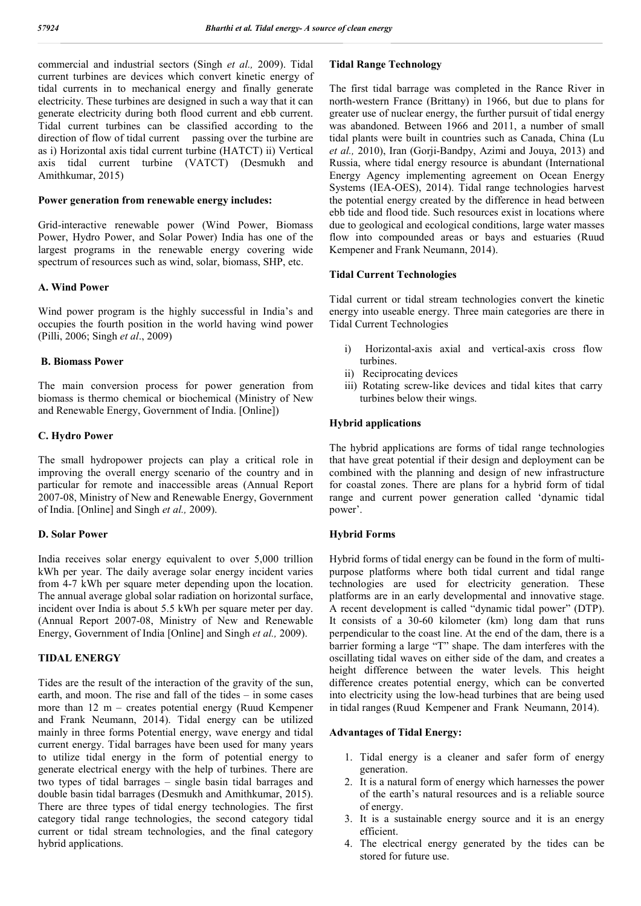commercial and industrial sectors (Singh *et al.,* 2009). Tidal current turbines are devices which convert kinetic energy of tidal currents in to mechanical energy and finally generate electricity. These turbines are designed in such a way that it can generate electricity during both flood current and ebb current. Tidal current turbines can be classified according to the direction of flow of tidal current passing over the turbine are as i) Horizontal axis tidal current turbine (HATCT) ii) Vertical axis tidal current turbine (VATCT) (Desmukh and Amithkumar, 2015)

**Power generation from renewable energy includes:**

Grid-interactive renewable power (Wind Power, Biomass Power, Hydro Power, and Solar Power) India has one of the largest programs in the renewable energy covering wide spectrum of resources such as wind, solar, biomass, SHP, etc.

**A. Wind Power**

Wind power program is the highly successful in India's and occupies the fourth position in the world having wind power (Pilli, 2006; Singh *et al*., 2009)

**B. Biomass Power**

The main conversion process for power generation from biomass is thermo chemical or biochemical (Ministry of New and Renewable Energy, Government of India. [Online])

**C. Hydro Power**

The small hydropower projects can play a critical role in improving the overall energy scenario of the country and in particular for remote and inaccessible areas (Annual Report 2007-08, Ministry of New and Renewable Energy, Government of India. [Online] and Singh *et al.,* 2009).

**D. Solar Power**

India receives solar energy equivalent to over 5,000 trillion kWh per year. The daily average solar energy incident varies from 4-7 kWh per square meter depending upon the location. The annual average global solar radiation on horizontal surface, incident over India is about 5.5 kWh per square meter per day. (Annual Report 2007-08, Ministry of New and Renewable Energy, Government of India [Online] and Singh *et al.,* 2009).

**TIDAL ENERGY**

Tides are the result of the interaction of the gravity of the sun, earth, and moon. The rise and fall of the tides – in some cases more than 12 m – creates potential energy (Ruud Kempener and Frank Neumann, 2014). Tidal energy can be utilized mainly in three forms Potential energy, wave energy and tidal current energy. Tidal barrages have been used for many years to utilize tidal energy in the form of potential energy to generate electrical energy with the help of turbines. There are two types of tidal barrages – single basin tidal barrages and double basin tidal barrages (Desmukh and Amithkumar, 2015). There are three types of tidal energy technologies. The first category tidal range technologies, the second category tidal current or tidal stream technologies, and the final category hybrid applications.

**Tidal Range Technology**

The first tidal barrage was completed in the Rance River in north-western France (Brittany) in 1966, but due to plans for greater use of nuclear energy, the further pursuit of tidal energy was abandoned. Between 1966 and 2011, a number of small tidal plants were built in countries such as Canada, China (Lu *et al.,* 2010), Iran (Gorji-Bandpy, Azimi and Jouya, 2013) and Russia, where tidal energy resource is abundant (International Energy Agency implementing agreement on Ocean Energy Systems (IEA-OES), 2014). Tidal range technologies harvest the potential energy created by the difference in head between ebb tide and flood tide. Such resources exist in locations where due to geological and ecological conditions, large water masses flow into compounded areas or bays and estuaries (Ruud Kempener and Frank Neumann, 2014).

**Tidal Current Technologies**

Tidal current or tidal stream technologies convert the kinetic energy into useable energy. Three main categories are there in Tidal Current Technologies

i) Horizontal-axis axial and vertical-axis cross flow turbines.
ii) Reciprocating devices
iii) Rotating screw-like devices and tidal kites that carry turbines below their wings.

**Hybrid applications**

The hybrid applications are forms of tidal range technologies that have great potential if their design and deployment can be combined with the planning and design of new infrastructure for coastal zones. There are plans for a hybrid form of tidal range and current power generation called 'dynamic tidal power'.

**Hybrid Forms**

Hybrid forms of tidal energy can be found in the form of multi-purpose platforms where both tidal current and tidal range technologies are used for electricity generation. These platforms are in an early developmental and innovative stage. A recent development is called "dynamic tidal power" (DTP). It consists of a 30-60 kilometer (km) long dam that runs perpendicular to the coast line. At the end of the dam, there is a barrier forming a large "T" shape. The dam interferes with the oscillating tidal waves on either side of the dam, and creates a height difference between the water levels. This height difference creates potential energy, which can be converted into electricity using the low-head turbines that are being used in tidal ranges (Ruud Kempener and Frank Neumann, 2014).

**Advantages of Tidal Energy:**

1. Tidal energy is a cleaner and safer form of energy generation.
2. It is a natural form of energy which harnesses the power of the earth's natural resources and is a reliable source of energy.
3. It is a sustainable energy source and it is an energy efficient.
4. The electrical energy generated by the tides can be stored for future use.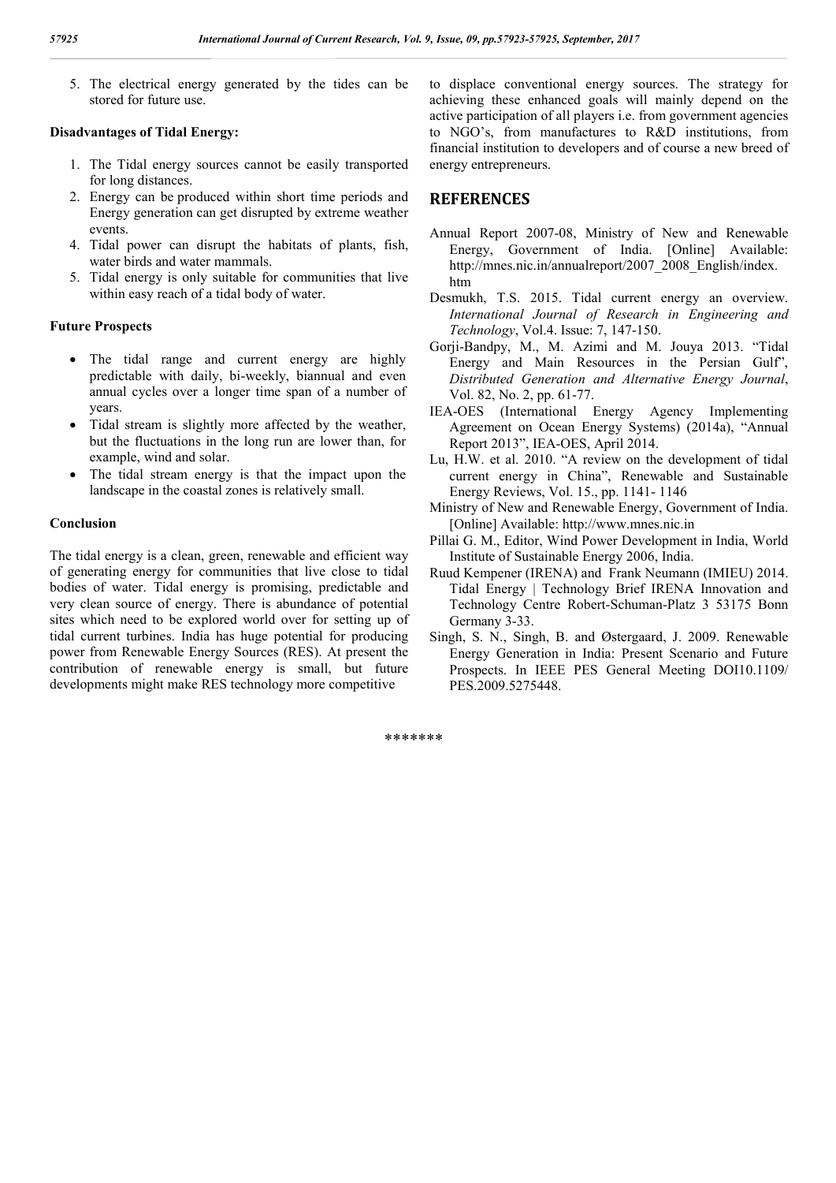5. The electrical energy generated by the tides can be stored for future use.

**Disadvantages of Tidal Energy:**

1. The Tidal energy sources cannot be easily transported for long distances.
2. Energy can be produced within short time periods and Energy generation can get disrupted by extreme weather events.
4. Tidal power can disrupt the habitats of plants, fish, water birds and water mammals.
5. Tidal energy is only suitable for communities that live within easy reach of a tidal body of water.

**Future Prospects**

- The tidal range and current energy are highly predictable with daily, bi-weekly, biannual and even annual cycles over a longer time span of a number of years.
- Tidal stream is slightly more affected by the weather, but the fluctuations in the long run are lower than, for example, wind and solar.
- The tidal stream energy is that the impact upon the landscape in the coastal zones is relatively small.

**Conclusion**

The tidal energy is a clean, green, renewable and efficient way of generating energy for communities that live close to tidal bodies of water. Tidal energy is promising, predictable and very clean source of energy. There is abundance of potential sites which need to be explored world over for setting up of tidal current turbines. India has huge potential for producing power from Renewable Energy Sources (RES). At present the contribution of renewable energy is small, but future developments might make RES technology more competitive to displace conventional energy sources. The strategy for achieving these enhanced goals will mainly depend on the active participation of all players i.e. from government agencies to NGO's, from manufactures to R&D institutions, from financial institution to developers and of course a new breed of energy entrepreneurs.

## REFERENCES

Annual Report 2007-08, Ministry of New and Renewable Energy, Government of India. [Online] Available: http://mnes.nic.in/annualreport/2007_2008_English/index.htm

Desmukh, T.S. 2015. Tidal current energy an overview. *International Journal of Research in Engineering and Technology*, Vol.4. Issue: 7, 147-150.

Gorji-Bandpy, M., M. Azimi and M. Jouya 2013. "Tidal Energy and Main Resources in the Persian Gulf", *Distributed Generation and Alternative Energy Journal*, Vol. 82, No. 2, pp. 61-77.

IEA-OES (International Energy Agency Implementing Agreement on Ocean Energy Systems) (2014a), "Annual Report 2013", IEA-OES, April 2014.

Lu, H.W. et al. 2010. "A review on the development of tidal current energy in China", Renewable and Sustainable Energy Reviews, Vol. 15., pp. 1141- 1146

Ministry of New and Renewable Energy, Government of India. [Online] Available: http://www.mnes.nic.in

Pillai G. M., Editor, Wind Power Development in India, World Institute of Sustainable Energy 2006, India.

Ruud Kempener (IRENA) and Frank Neumann (IMIEU) 2014. Tidal Energy | Technology Brief IRENA Innovation and Technology Centre Robert-Schuman-Platz 3 53175 Bonn Germany 3-33.

Singh, S. N., Singh, B. and Østergaard, J. 2009. Renewable Energy Generation in India: Present Scenario and Future Prospects. In IEEE PES General Meeting DOI10.1109/ PES.2009.5275448.

*******